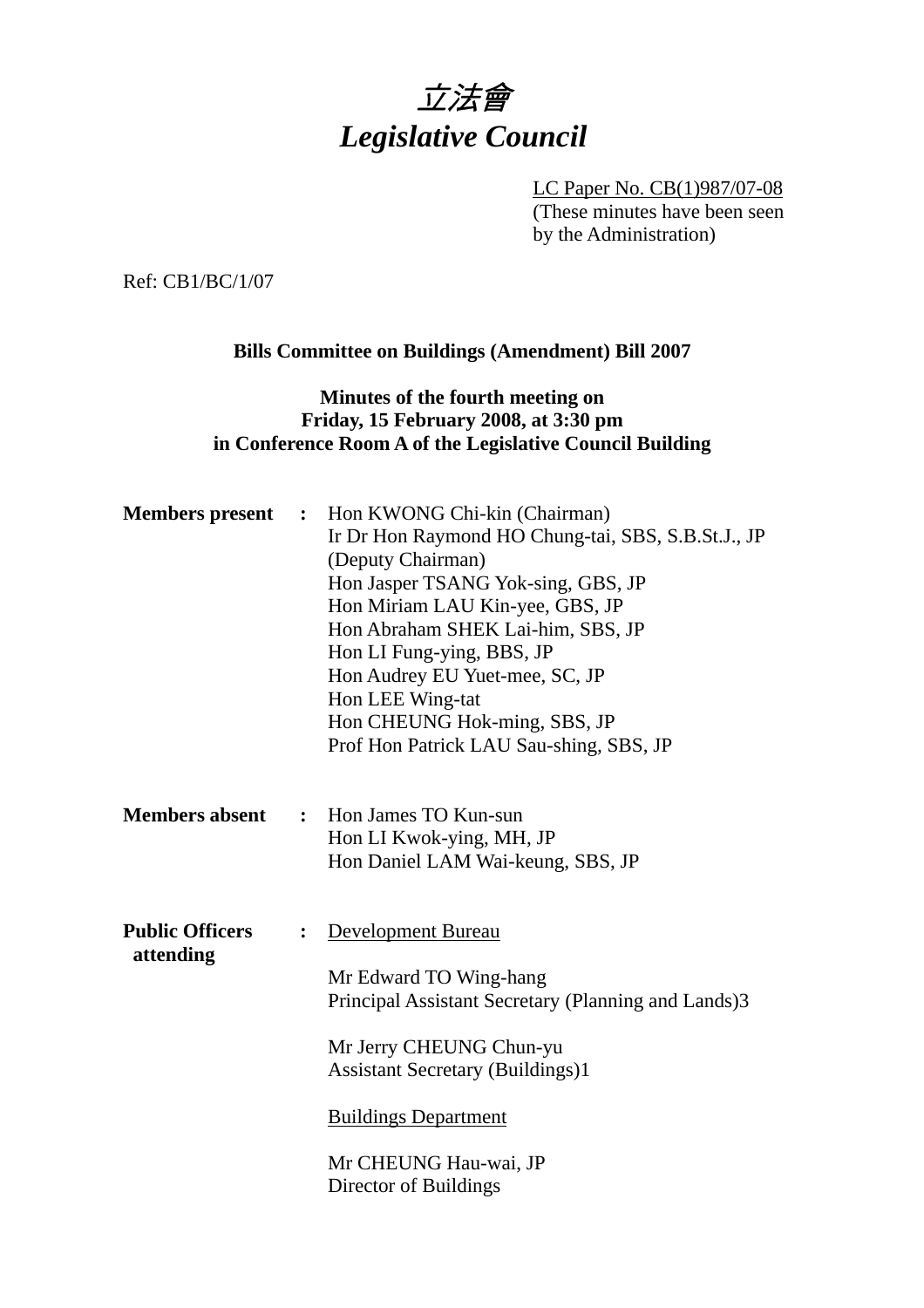# *立法會*
# *Legislative Council*

LC Paper No. CB(1)987/07-08
(These minutes have been seen by the Administration)

Ref: CB1/BC/1/07

**Bills Committee on Buildings (Amendment) Bill 2007**

**Minutes of the fourth meeting on**
**Friday, 15 February 2008, at 3:30 pm**
**in Conference Room A of the Legislative Council Building**

**Members present** : Hon KWONG Chi-kin (Chairman)
Ir Dr Hon Raymond HO Chung-tai, SBS, S.B.St.J., JP (Deputy Chairman)
Hon Jasper TSANG Yok-sing, GBS, JP
Hon Miriam LAU Kin-yee, GBS, JP
Hon Abraham SHEK Lai-him, SBS, JP
Hon LI Fung-ying, BBS, JP
Hon Audrey EU Yuet-mee, SC, JP
Hon LEE Wing-tat
Hon CHEUNG Hok-ming, SBS, JP
Prof Hon Patrick LAU Sau-shing, SBS, JP

**Members absent** : Hon James TO Kun-sun
Hon LI Kwok-ying, MH, JP
Hon Daniel LAM Wai-keung, SBS, JP

**Public Officers attending** : Development Bureau

Mr Edward TO Wing-hang
Principal Assistant Secretary (Planning and Lands)3

Mr Jerry CHEUNG Chun-yu
Assistant Secretary (Buildings)1

Buildings Department

Mr CHEUNG Hau-wai, JP
Director of Buildings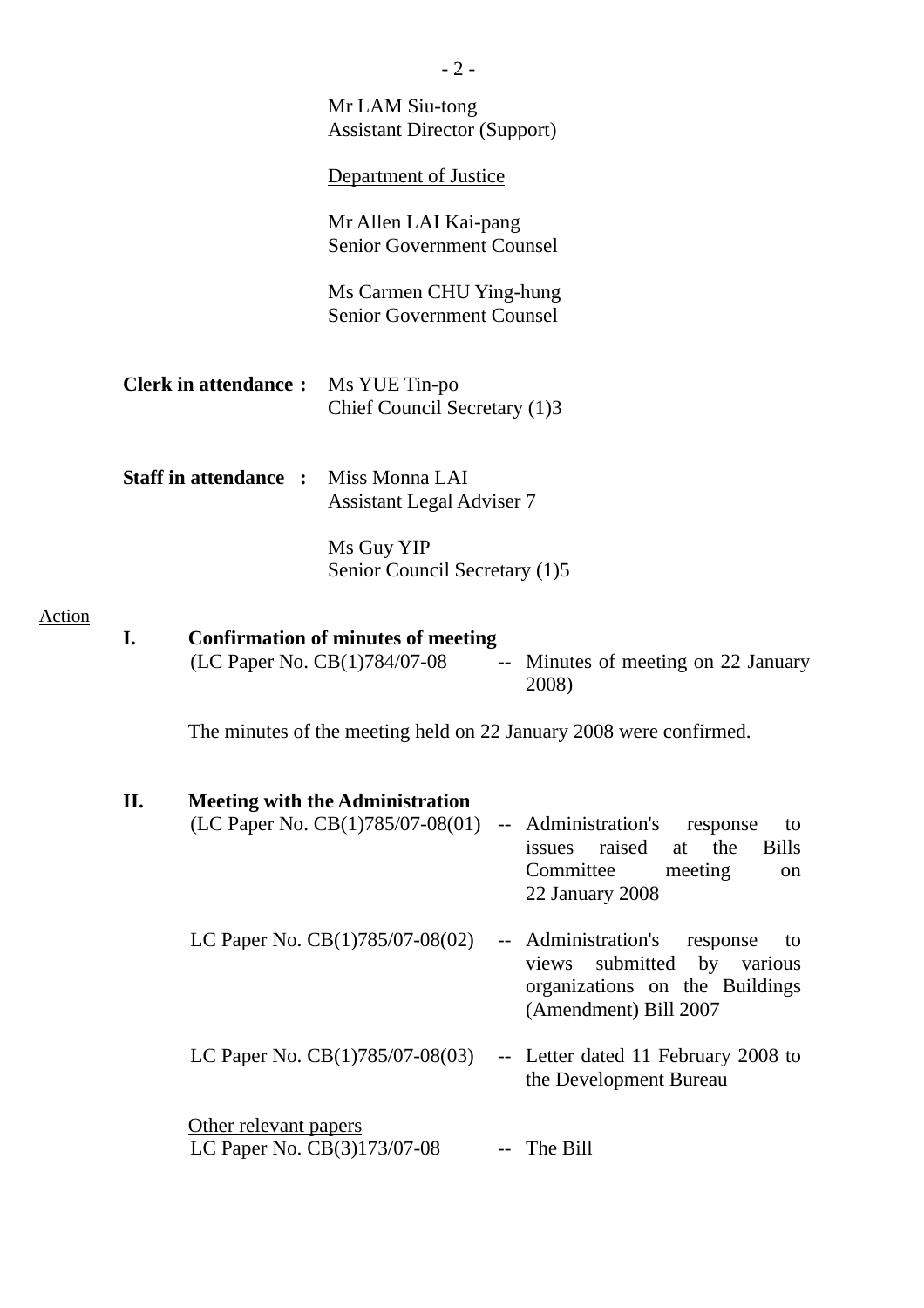Mr LAM Siu-tong
Assistant Director (Support)

Department of Justice

Mr Allen LAI Kai-pang
Senior Government Counsel

Ms Carmen CHU Ying-hung
Senior Government Counsel

**Clerk in attendance :** Ms YUE Tin-po
Chief Council Secretary (1)3

**Staff in attendance :** Miss Monna LAI
Assistant Legal Adviser 7

Ms Guy YIP
Senior Council Secretary (1)5

---

Action

**I. Confirmation of minutes of meeting**

(LC Paper No. CB(1)784/07-08 -- Minutes of meeting on 22 January 2008)

The minutes of the meeting held on 22 January 2008 were confirmed.

**II. Meeting with the Administration**

(LC Paper No. CB(1)785/07-08(01) -- Administration's response to issues raised at the Bills Committee meeting on 22 January 2008

LC Paper No. CB(1)785/07-08(02) -- Administration's response to views submitted by various organizations on the Buildings (Amendment) Bill 2007

LC Paper No. CB(1)785/07-08(03) -- Letter dated 11 February 2008 to the Development Bureau

Other relevant papers

LC Paper No. CB(3)173/07-08 -- The Bill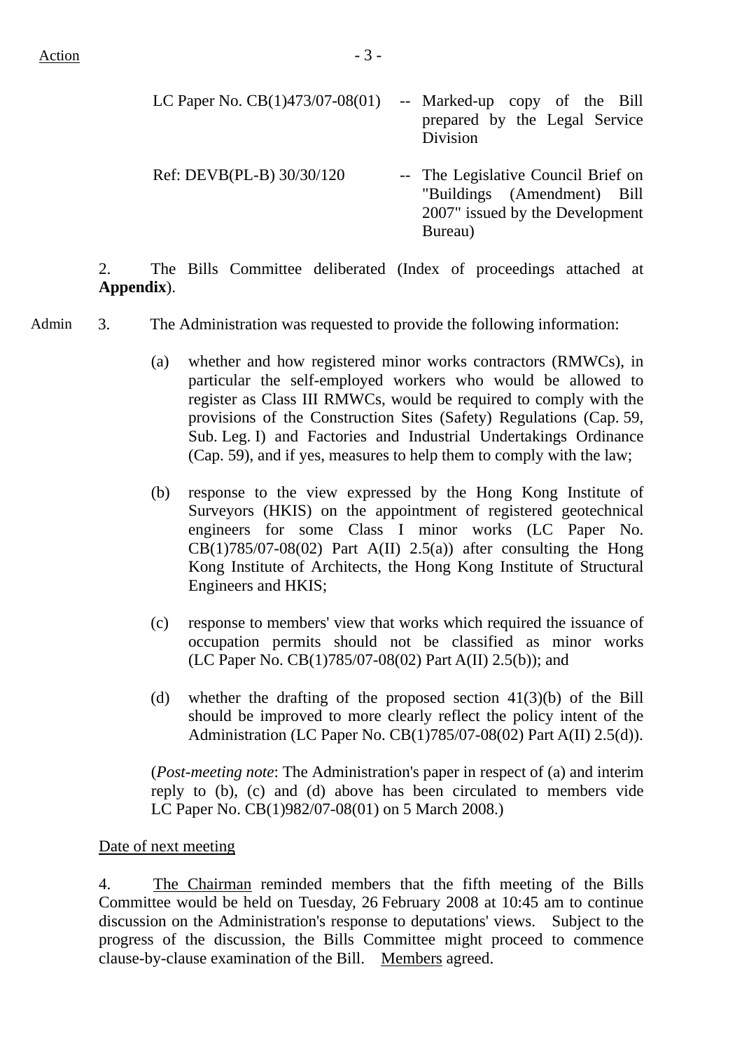Action

| | | |
|---|---|---|
| LC Paper No. CB(1)473/07-08(01) | -- | Marked-up copy of the Bill prepared by the Legal Service Division |
| Ref: DEVB(PL-B) 30/30/120 | -- | The Legislative Council Brief on "Buildings (Amendment) Bill 2007" issued by the Development Bureau) |

2. The Bills Committee deliberated (Index of proceedings attached at **Appendix**).

Admin

3. The Administration was requested to provide the following information:

(a) whether and how registered minor works contractors (RMWCs), in particular the self-employed workers who would be allowed to register as Class III RMWCs, would be required to comply with the provisions of the Construction Sites (Safety) Regulations (Cap. 59, Sub. Leg. I) and Factories and Industrial Undertakings Ordinance (Cap. 59), and if yes, measures to help them to comply with the law;

(b) response to the view expressed by the Hong Kong Institute of Surveyors (HKIS) on the appointment of registered geotechnical engineers for some Class I minor works (LC Paper No. CB(1)785/07-08(02) Part A(II) 2.5(a)) after consulting the Hong Kong Institute of Architects, the Hong Kong Institute of Structural Engineers and HKIS;

(c) response to members' view that works which required the issuance of occupation permits should not be classified as minor works (LC Paper No. CB(1)785/07-08(02) Part A(II) 2.5(b)); and

(d) whether the drafting of the proposed section 41(3)(b) of the Bill should be improved to more clearly reflect the policy intent of the Administration (LC Paper No. CB(1)785/07-08(02) Part A(II) 2.5(d)).

(*Post-meeting note*: The Administration's paper in respect of (a) and interim reply to (b), (c) and (d) above has been circulated to members vide LC Paper No. CB(1)982/07-08(01) on 5 March 2008.)

<u>Date of next meeting</u>

4. <u>The Chairman</u> reminded members that the fifth meeting of the Bills Committee would be held on Tuesday, 26 February 2008 at 10:45 am to continue discussion on the Administration's response to deputations' views. Subject to the progress of the discussion, the Bills Committee might proceed to commence clause-by-clause examination of the Bill. <u>Members</u> agreed.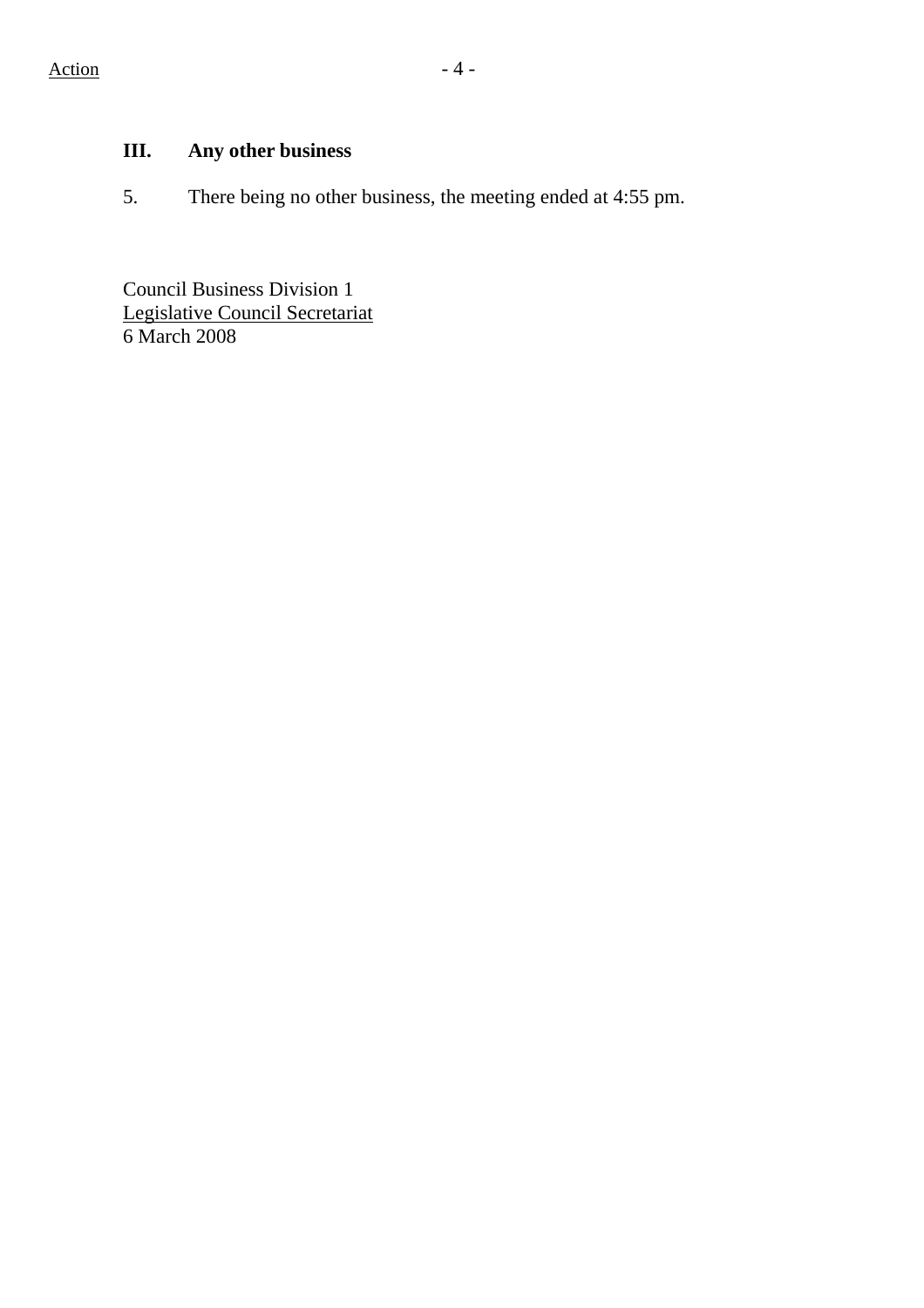Action

## III. Any other business

5. There being no other business, the meeting ended at 4:55 pm.

Council Business Division 1
Legislative Council Secretariat
6 March 2008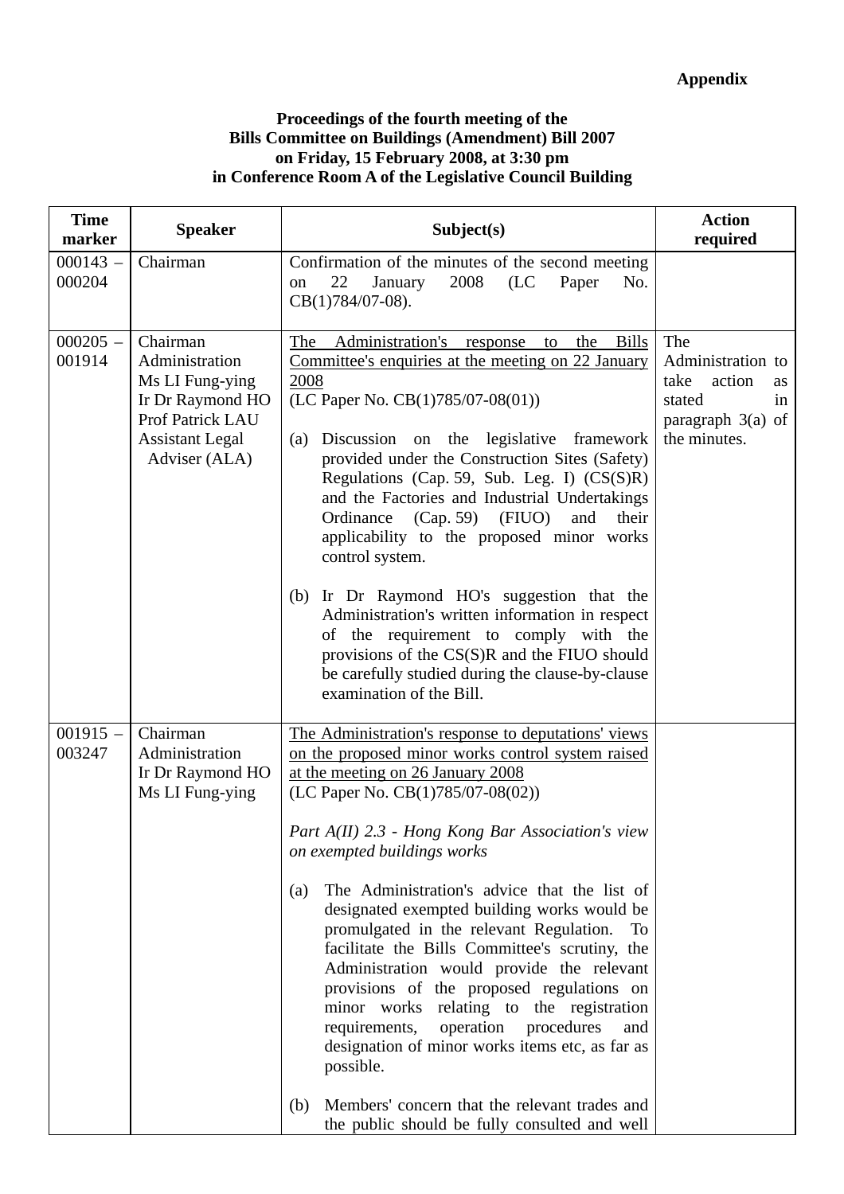**Appendix**

**Proceedings of the fourth meeting of the Bills Committee on Buildings (Amendment) Bill 2007 on Friday, 15 February 2008, at 3:30 pm in Conference Room A of the Legislative Council Building**

| Time marker | Speaker | Subject(s) | Action required |
|---|---|---|---|
| 000143 – 000204 | Chairman | Confirmation of the minutes of the second meeting on 22 January 2008 (LC Paper No. CB(1)784/07-08). | |
| 000205 – 001914 | Chairman<br>Administration<br>Ms LI Fung-ying<br>Ir Dr Raymond HO<br>Prof Patrick LAU<br>Assistant Legal Adviser (ALA) | <u>The Administration's response to the Bills Committee's enquiries at the meeting on 22 January 2008</u><br>(LC Paper No. CB(1)785/07-08(01))<br><br>(a) Discussion on the legislative framework provided under the Construction Sites (Safety) Regulations (Cap. 59, Sub. Leg. I) (CS(S)R) and the Factories and Industrial Undertakings Ordinance (Cap. 59) (FIUO) and their applicability to the proposed minor works control system.<br><br>(b) Ir Dr Raymond HO's suggestion that the Administration's written information in respect of the requirement to comply with the provisions of the CS(S)R and the FIUO should be carefully studied during the clause-by-clause examination of the Bill. | The Administration to take action as stated in paragraph 3(a) of the minutes. |
| 001915 – 003247 | Chairman<br>Administration<br>Ir Dr Raymond HO<br>Ms LI Fung-ying | <u>The Administration's response to deputations' views on the proposed minor works control system raised at the meeting on 26 January 2008</u><br>(LC Paper No. CB(1)785/07-08(02))<br><br>*Part A(II) 2.3 - Hong Kong Bar Association's view on exempted buildings works*<br><br>(a) The Administration's advice that the list of designated exempted building works would be promulgated in the relevant Regulation. To facilitate the Bills Committee's scrutiny, the Administration would provide the relevant provisions of the proposed regulations on minor works relating to the registration requirements, operation procedures and designation of minor works items etc, as far as possible.<br><br>(b) Members' concern that the relevant trades and the public should be fully consulted and well | |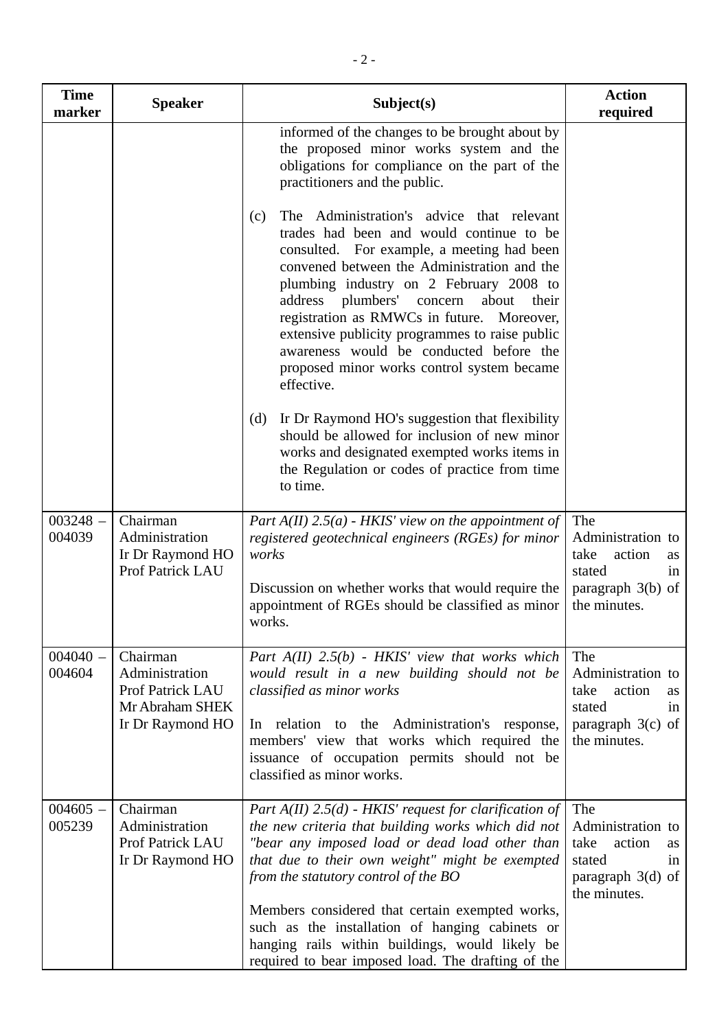| Time marker | Speaker | Subject(s) | Action required |
|---|---|---|---|
| | | informed of the changes to be brought about by the proposed minor works system and the obligations for compliance on the part of the practitioners and the public.<br><br>(c) The Administration's advice that relevant trades had been and would continue to be consulted. For example, a meeting had been convened between the Administration and the plumbing industry on 2 February 2008 to address plumbers' concern about their registration as RMWCs in future. Moreover, extensive publicity programmes to raise public awareness would be conducted before the proposed minor works control system became effective.<br><br>(d) Ir Dr Raymond HO's suggestion that flexibility should be allowed for inclusion of new minor works and designated exempted works items in the Regulation or codes of practice from time to time. | |
| 003248 – 004039 | Chairman<br>Administration<br>Ir Dr Raymond HO<br>Prof Patrick LAU | *Part A(II) 2.5(a) - HKIS' view on the appointment of registered geotechnical engineers (RGEs) for minor works*<br><br>Discussion on whether works that would require the appointment of RGEs should be classified as minor works. | The Administration to take action as stated in paragraph 3(b) of the minutes. |
| 004040 – 004604 | Chairman<br>Administration<br>Prof Patrick LAU<br>Mr Abraham SHEK<br>Ir Dr Raymond HO | *Part A(II) 2.5(b) - HKIS' view that works which would result in a new building should not be classified as minor works*<br><br>In relation to the Administration's response, members' view that works which required the issuance of occupation permits should not be classified as minor works. | The Administration to take action as stated in paragraph 3(c) of the minutes. |
| 004605 – 005239 | Chairman<br>Administration<br>Prof Patrick LAU<br>Ir Dr Raymond HO | *Part A(II) 2.5(d) - HKIS' request for clarification of the new criteria that building works which did not "bear any imposed load or dead load other than that due to their own weight" might be exempted from the statutory control of the BO*<br><br>Members considered that certain exempted works, such as the installation of hanging cabinets or hanging rails within buildings, would likely be required to bear imposed load. The drafting of the | The Administration to take action as stated in paragraph 3(d) of the minutes. |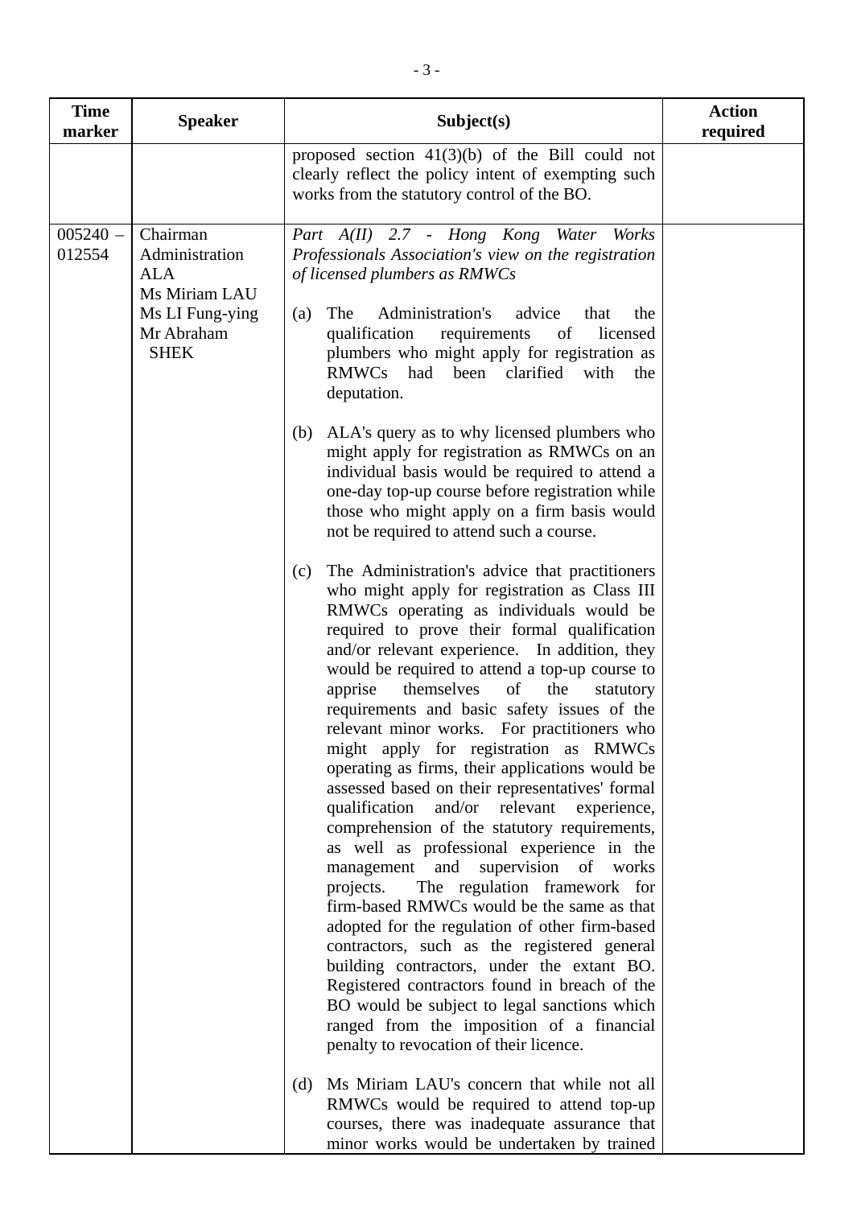| Time marker | Speaker | Subject(s) | Action required |
|---|---|---|---|
| | | proposed section 41(3)(b) of the Bill could not clearly reflect the policy intent of exempting such works from the statutory control of the BO. | |
| 005240 – 012554 | Chairman<br>Administration<br>ALA<br>Ms Miriam LAU<br>Ms LI Fung-ying<br>Mr Abraham SHEK | *Part A(II) 2.7 - Hong Kong Water Works Professionals Association's view on the registration of licensed plumbers as RMWCs*<br><br>(a) The Administration's advice that the qualification requirements of licensed plumbers who might apply for registration as RMWCs had been clarified with the deputation.<br><br>(b) ALA's query as to why licensed plumbers who might apply for registration as RMWCs on an individual basis would be required to attend a one-day top-up course before registration while those who might apply on a firm basis would not be required to attend such a course.<br><br>(c) The Administration's advice that practitioners who might apply for registration as Class III RMWCs operating as individuals would be required to prove their formal qualification and/or relevant experience. In addition, they would be required to attend a top-up course to apprise themselves of the statutory requirements and basic safety issues of the relevant minor works. For practitioners who might apply for registration as RMWCs operating as firms, their applications would be assessed based on their representatives' formal qualification and/or relevant experience, comprehension of the statutory requirements, as well as professional experience in the management and supervision of works projects. The regulation framework for firm-based RMWCs would be the same as that adopted for the regulation of other firm-based contractors, such as the registered general building contractors, under the extant BO. Registered contractors found in breach of the BO would be subject to legal sanctions which ranged from the imposition of a financial penalty to revocation of their licence.<br><br>(d) Ms Miriam LAU's concern that while not all RMWCs would be required to attend top-up courses, there was inadequate assurance that minor works would be undertaken by trained | |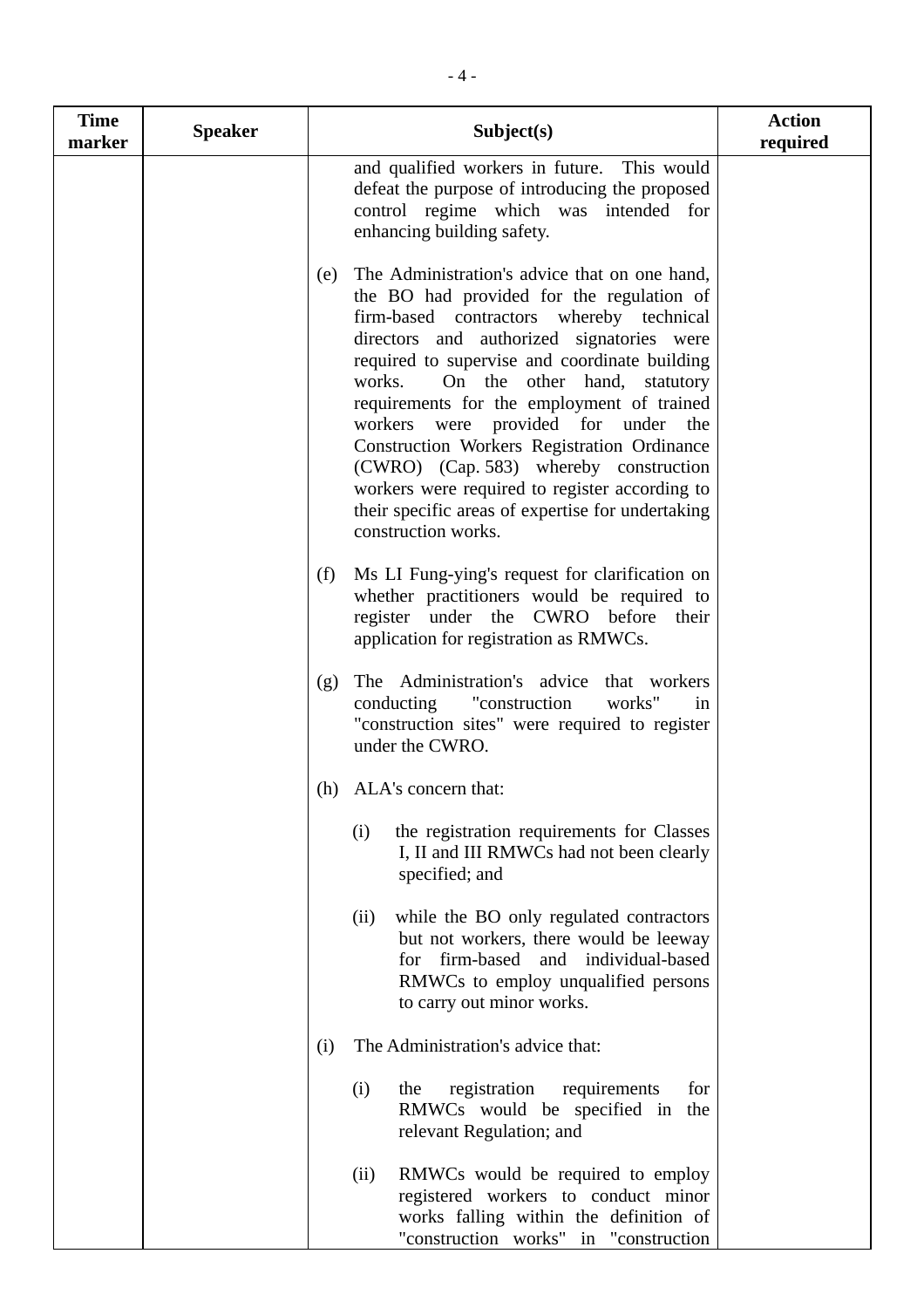| Time marker | Speaker | Subject(s) | Action required |
|---|---|---|---|
| | | and qualified workers in future. This would defeat the purpose of introducing the proposed control regime which was intended for enhancing building safety.<br><br>(e) The Administration's advice that on one hand, the BO had provided for the regulation of firm-based contractors whereby technical directors and authorized signatories were required to supervise and coordinate building works. On the other hand, statutory requirements for the employment of trained workers were provided for under the Construction Workers Registration Ordinance (CWRO) (Cap. 583) whereby construction workers were required to register according to their specific areas of expertise for undertaking construction works.<br><br>(f) Ms LI Fung-ying's request for clarification on whether practitioners would be required to register under the CWRO before their application for registration as RMWCs.<br><br>(g) The Administration's advice that workers conducting "construction works" in "construction sites" were required to register under the CWRO.<br><br>(h) ALA's concern that:<br><br>(i) the registration requirements for Classes I, II and III RMWCs had not been clearly specified; and<br><br>(ii) while the BO only regulated contractors but not workers, there would be leeway for firm-based and individual-based RMWCs to employ unqualified persons to carry out minor works.<br><br>(i) The Administration's advice that:<br><br>(i) the registration requirements for RMWCs would be specified in the relevant Regulation; and<br><br>(ii) RMWCs would be required to employ registered workers to conduct minor works falling within the definition of "construction works" in "construction | |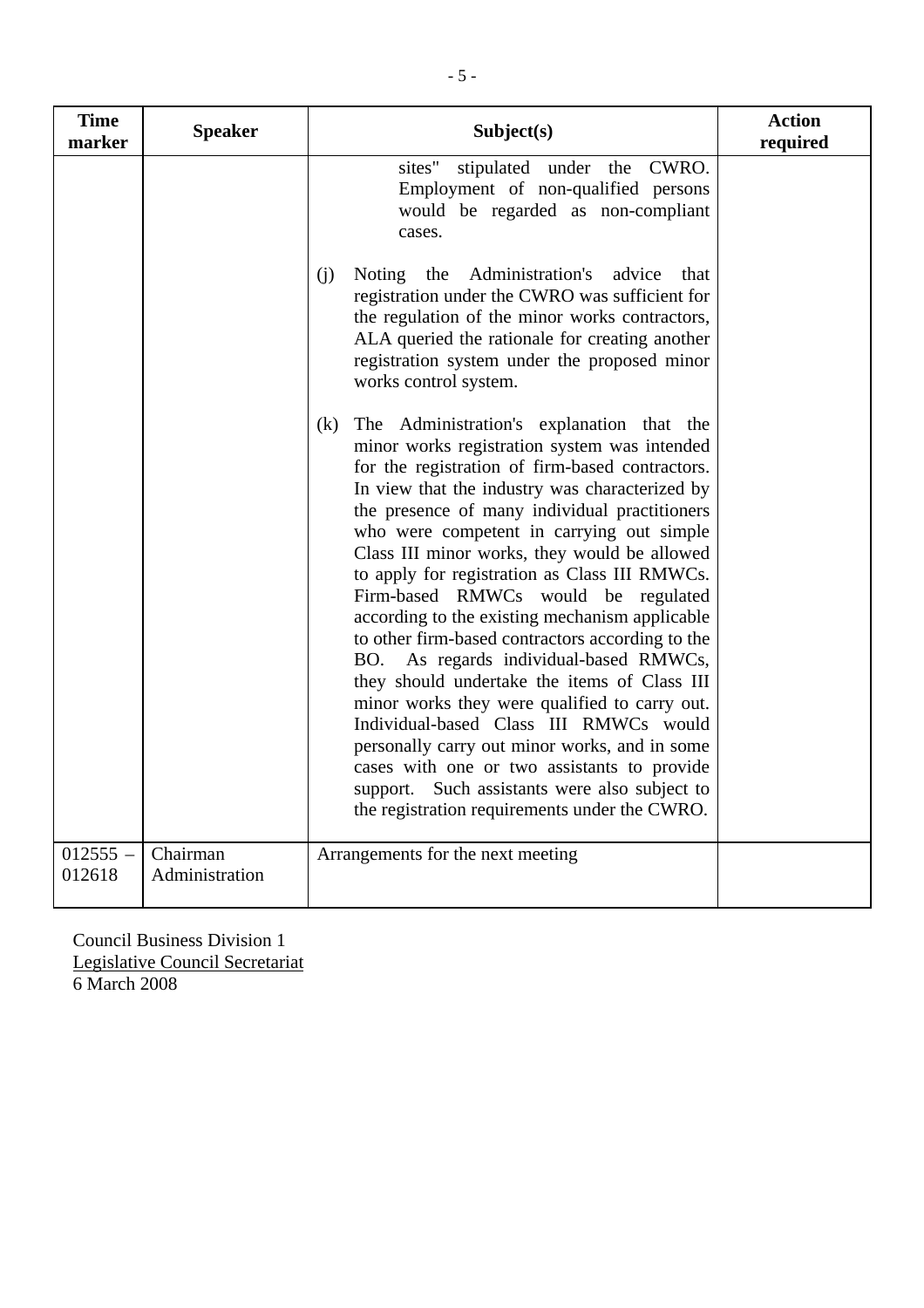| Time marker | Speaker | Subject(s) | Action required |
| --- | --- | --- | --- |
| | | sites" stipulated under the CWRO. Employment of non-qualified persons would be regarded as non-compliant cases.<br><br>(j) Noting the Administration's advice that registration under the CWRO was sufficient for the regulation of the minor works contractors, ALA queried the rationale for creating another registration system under the proposed minor works control system.<br><br>(k) The Administration's explanation that the minor works registration system was intended for the registration of firm-based contractors. In view that the industry was characterized by the presence of many individual practitioners who were competent in carrying out simple Class III minor works, they would be allowed to apply for registration as Class III RMWCs. Firm-based RMWCs would be regulated according to the existing mechanism applicable to other firm-based contractors according to the BO. As regards individual-based RMWCs, they should undertake the items of Class III minor works they were qualified to carry out. Individual-based Class III RMWCs would personally carry out minor works, and in some cases with one or two assistants to provide support. Such assistants were also subject to the registration requirements under the CWRO. | |
| 012555 – 012618 | Chairman<br>Administration | Arrangements for the next meeting | |

Council Business Division 1
Legislative Council Secretariat
6 March 2008